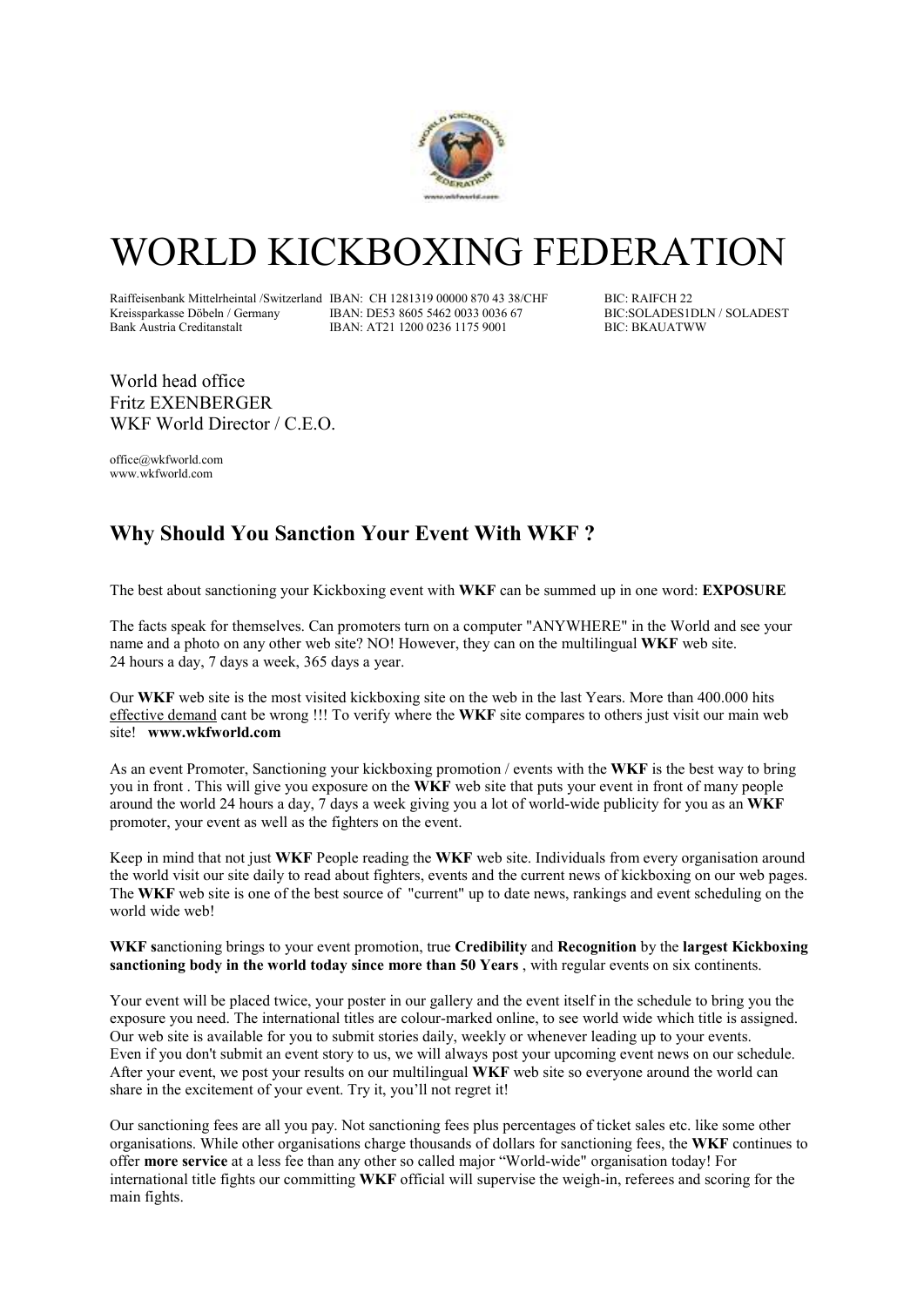# WORLD KICKBOXING FEDERATION

| | | |
|---|---|---|
| Raiffeisenbank Mittelrheintal /Switzerland | IBAN: CH 1281319 00000 870 43 38/CHF | BIC: RAIFCH 22 |
| Kreissparkasse Döbeln / Germany | IBAN: DE53 8605 5462 0033 0036 67 | BIC:SOLADES1DLN / SOLADEST |
| Bank Austria Creditanstalt | IBAN: AT21 1200 0236 1175 9001 | BIC: BKAUATWW |

World head office
Fritz EXENBERGER
WKF World Director / C.E.O.

office@wkfworld.com
www.wkfworld.com

## Why Should You Sanction Your Event With WKF ?

The best about sanctioning your Kickboxing event with **WKF** can be summed up in one word: **EXPOSURE**

The facts speak for themselves. Can promoters turn on a computer "ANYWHERE" in the World and see your name and a photo on any other web site? NO! However, they can on the multilingual **WKF** web site. 24 hours a day, 7 days a week, 365 days a year.

Our **WKF** web site is the most visited kickboxing site on the web in the last Years. More than 400.000 hits effective demand cant be wrong !!! To verify where the **WKF** site compares to others just visit our main web site! **www.wkfworld.com**

As an event Promoter, Sanctioning your kickboxing promotion / events with the **WKF** is the best way to bring you in front . This will give you exposure on the **WKF** web site that puts your event in front of many people around the world 24 hours a day, 7 days a week giving you a lot of world-wide publicity for you as an **WKF** promoter, your event as well as the fighters on the event.

Keep in mind that not just **WKF** People reading the **WKF** web site. Individuals from every organisation around the world visit our site daily to read about fighters, events and the current news of kickboxing on our web pages. The **WKF** web site is one of the best source of "current" up to date news, rankings and event scheduling on the world wide web!

**WKF s**anctioning brings to your event promotion, true **Credibility** and **Recognition** by the **largest Kickboxing sanctioning body in the world today since more than 50 Years** , with regular events on six continents.

Your event will be placed twice, your poster in our gallery and the event itself in the schedule to bring you the exposure you need. The international titles are colour-marked online, to see world wide which title is assigned. Our web site is available for you to submit stories daily, weekly or whenever leading up to your events. Even if you don't submit an event story to us, we will always post your upcoming event news on our schedule. After your event, we post your results on our multilingual **WKF** web site so everyone around the world can share in the excitement of your event. Try it, you'll not regret it!

Our sanctioning fees are all you pay. Not sanctioning fees plus percentages of ticket sales etc. like some other organisations. While other organisations charge thousands of dollars for sanctioning fees, the **WKF** continues to offer **more service** at a less fee than any other so called major "World-wide" organisation today! For international title fights our committing **WKF** official will supervise the weigh-in, referees and scoring for the main fights.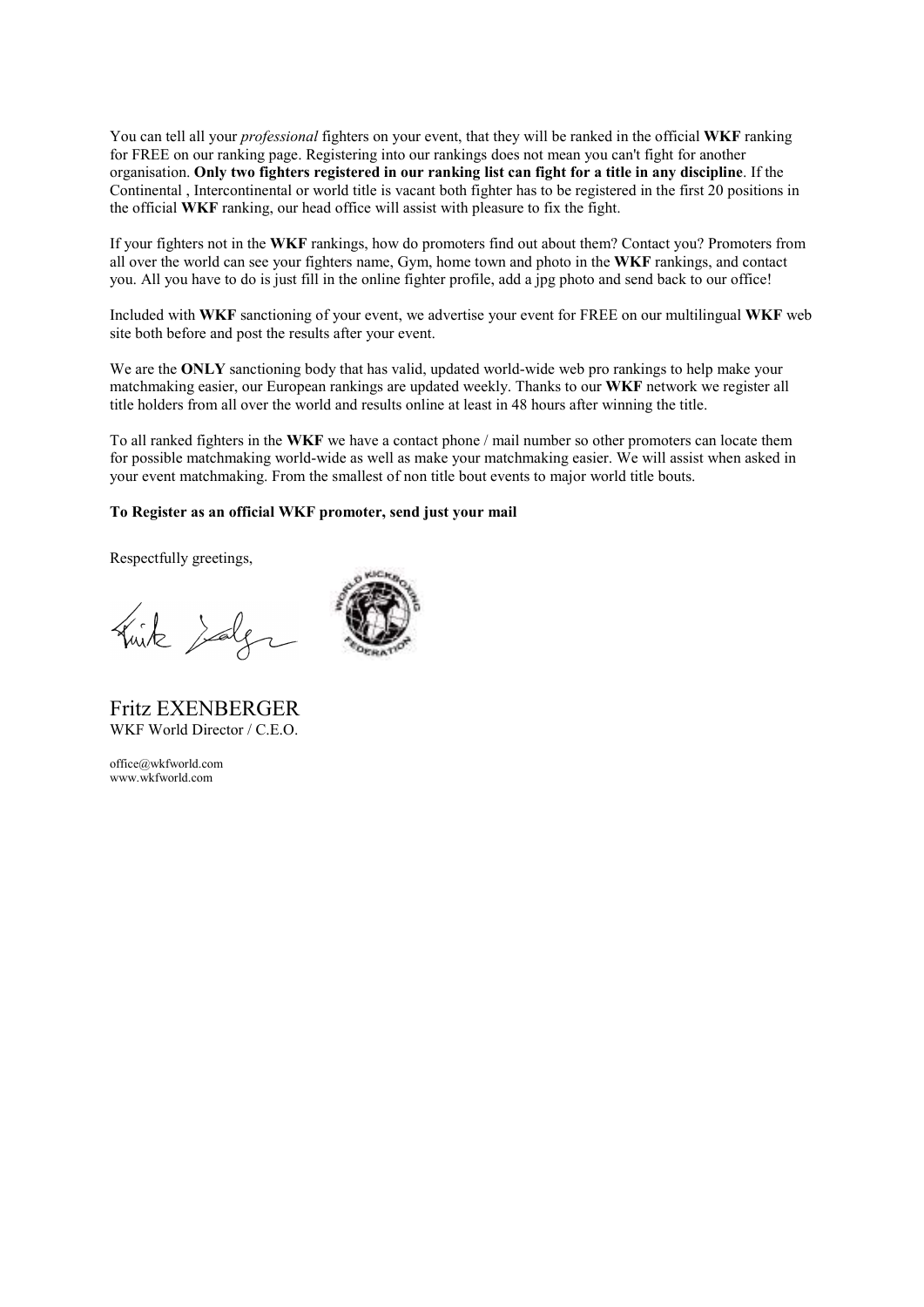You can tell all your *professional* fighters on your event, that they will be ranked in the official **WKF** ranking for FREE on our ranking page. Registering into our rankings does not mean you can't fight for another organisation. **Only two fighters registered in our ranking list can fight for a title in any discipline**. If the Continental , Intercontinental or world title is vacant both fighter has to be registered in the first 20 positions in the official **WKF** ranking, our head office will assist with pleasure to fix the fight.

If your fighters not in the **WKF** rankings, how do promoters find out about them? Contact you? Promoters from all over the world can see your fighters name, Gym, home town and photo in the **WKF** rankings, and contact you. All you have to do is just fill in the online fighter profile, add a jpg photo and send back to our office!

Included with **WKF** sanctioning of your event, we advertise your event for FREE on our multilingual **WKF** web site both before and post the results after your event.

We are the **ONLY** sanctioning body that has valid, updated world-wide web pro rankings to help make your matchmaking easier, our European rankings are updated weekly. Thanks to our **WKF** network we register all title holders from all over the world and results online at least in 48 hours after winning the title.

To all ranked fighters in the **WKF** we have a contact phone / mail number so other promoters can locate them for possible matchmaking world-wide as well as make your matchmaking easier. We will assist when asked in your event matchmaking. From the smallest of non title bout events to major world title bouts.

**To Register as an official WKF promoter, send just your mail**

Respectfully greetings,

Fritz EXENBERGER
WKF World Director / C.E.O.

office@wkfworld.com
www.wkfworld.com